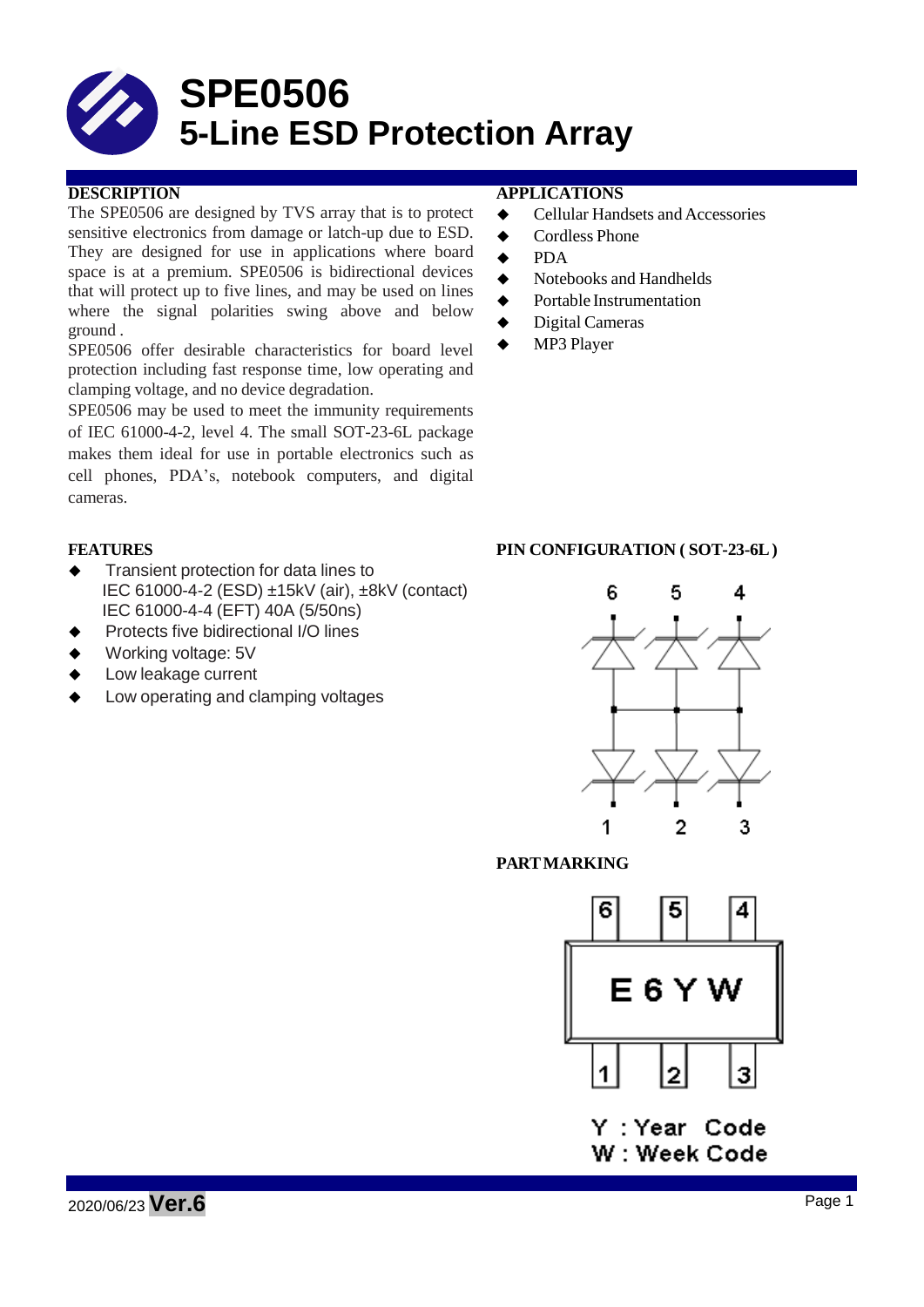# SPE0506
# 5-Line ESD Protection Array

## DESCRIPTION

The SPE0506 are designed by TVS array that is to protect sensitive electronics from damage or latch-up due to ESD. They are designed for use in applications where board space is at a premium. SPE0506 is bidirectional devices that will protect up to five lines, and may be used on lines where the signal polarities swing above and below ground .

SPE0506 offer desirable characteristics for board level protection including fast response time, low operating and clamping voltage, and no device degradation.

SPE0506 may be used to meet the immunity requirements of IEC 61000-4-2, level 4. The small SOT-23-6L package makes them ideal for use in portable electronics such as cell phones, PDA's, notebook computers, and digital cameras.

## APPLICATIONS

- Cellular Handsets and Accessories
- Cordless Phone
- PDA
- Notebooks and Handhelds
- Portable Instrumentation
- Digital Cameras
- MP3 Player

## FEATURES

- Transient protection for data lines to IEC 61000-4-2 (ESD) ±15kV (air), ±8kV (contact) IEC 61000-4-4 (EFT) 40A (5/50ns)
- Protects five bidirectional I/O lines
- Working voltage: 5V
- Low leakage current
- Low operating and clamping voltages

## PIN CONFIGURATION ( SOT-23-6L )

6 5 4

1 2 3

## PART MARKING

6 5 4

E 6 Y W

1 2 3

Y : Year Code
W : Week Code

2020/06/23 **Ver.6**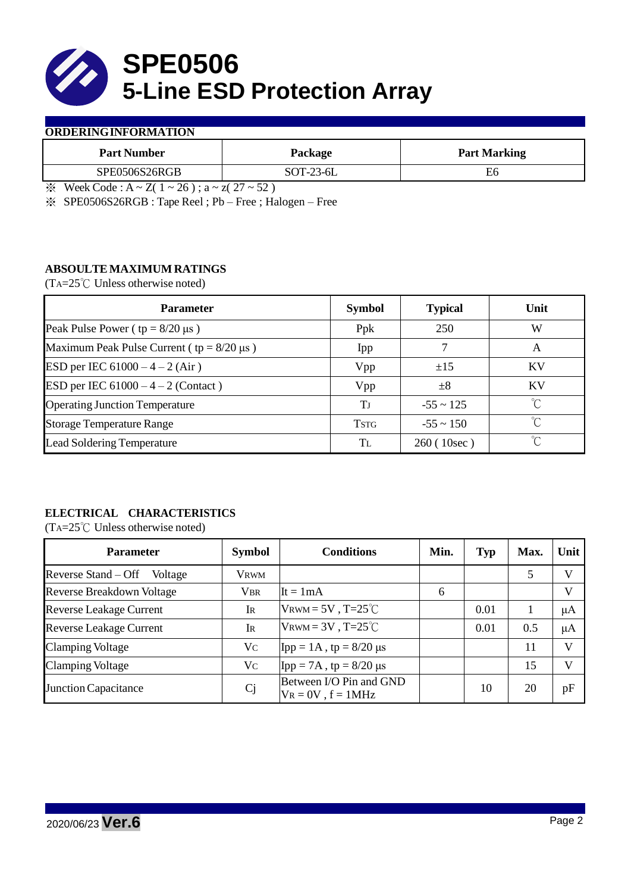# SPE0506
# 5-Line ESD Protection Array

## ORDERING INFORMATION

| Part Number | Package | Part Marking |
|---|---|---|
| SPE0506S26RGB | SOT-23-6L | E6 |

※ Week Code : A ~ Z( 1 ~ 26 ) ; a ~ z( 27 ~ 52 )

※ SPE0506S26RGB : Tape Reel ; Pb – Free ; Halogen – Free

## ABSOULTE MAXIMUM RATINGS

($T_A$=25℃ Unless otherwise noted)

| Parameter | Symbol | Typical | Unit |
|---|---|---|---|
| Peak Pulse Power ( tp = 8/20 μs ) | Ppk | 250 | W |
| Maximum Peak Pulse Current ( tp = 8/20 μs ) | Ipp | 7 | A |
| ESD per IEC 61000 – 4 – 2 (Air ) | Vpp | ±15 | KV |
| ESD per IEC 61000 – 4 – 2 (Contact ) | Vpp | ±8 | KV |
| Operating Junction Temperature | $T_J$ | -55 ~ 125 | ℃ |
| Storage Temperature Range | $T_{STG}$ | -55 ~ 150 | ℃ |
| Lead Soldering Temperature | $T_L$ | 260 ( 10sec ) | ℃ |

## ELECTRICAL CHARACTERISTICS

($T_A$=25℃ Unless otherwise noted)

| Parameter | Symbol | Conditions | Min. | Typ | Max. | Unit |
|---|---|---|---|---|---|---|
| Reverse Stand – Off Voltage | $V_{RWM}$ | | | | 5 | V |
| Reverse Breakdown Voltage | $V_{BR}$ | It = 1mA | 6 | | | V |
| Reverse Leakage Current | $I_R$ | $V_{RWM}$ = 5V , T=25℃ | | 0.01 | 1 | μA |
| Reverse Leakage Current | $I_R$ | $V_{RWM}$ = 3V , T=25℃ | | 0.01 | 0.5 | μA |
| Clamping Voltage | $V_C$ | Ipp = 1A , tp = 8/20 μs | | | 11 | V |
| Clamping Voltage | $V_C$ | Ipp = 7A , tp = 8/20 μs | | | 15 | V |
| Junction Capacitance | Cj | Between I/O Pin and GND $V_R$ = 0V , f = 1MHz | | 10 | 20 | pF |

2020/06/23 **Ver.6**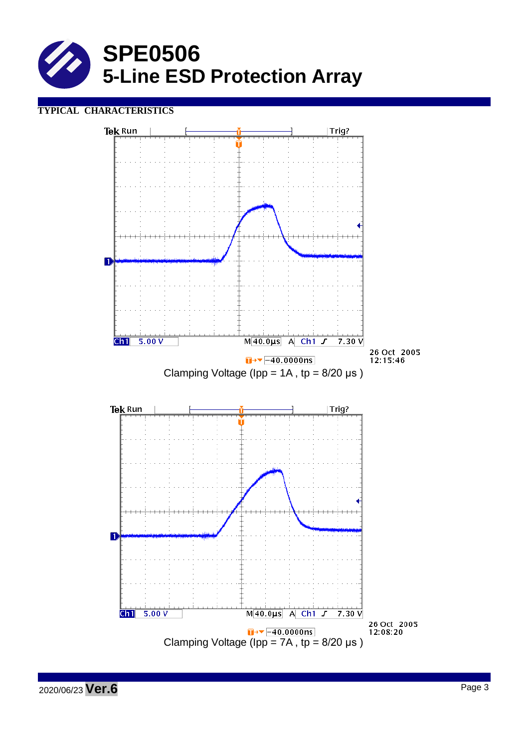# SPE0506
## 5-Line ESD Protection Array

**TYPICAL CHARACTERISTICS**

Tek Run
Trig?
Ch1 5.00 V
M 40.0µs A Ch1 ƒ 7.30 V
-40.0000ns
26 Oct 2005
12:15:46

Clamping Voltage (Ipp = 1A , tp = 8/20 µs )

Tek Run
Trig?
Ch1 5.00 V
M 40.0µs A Ch1 ƒ 7.30 V
-40.0000ns
26 Oct 2005
12:08:20

Clamping Voltage (Ipp = 7A , tp = 8/20 µs )

2020/06/23 **Ver.6**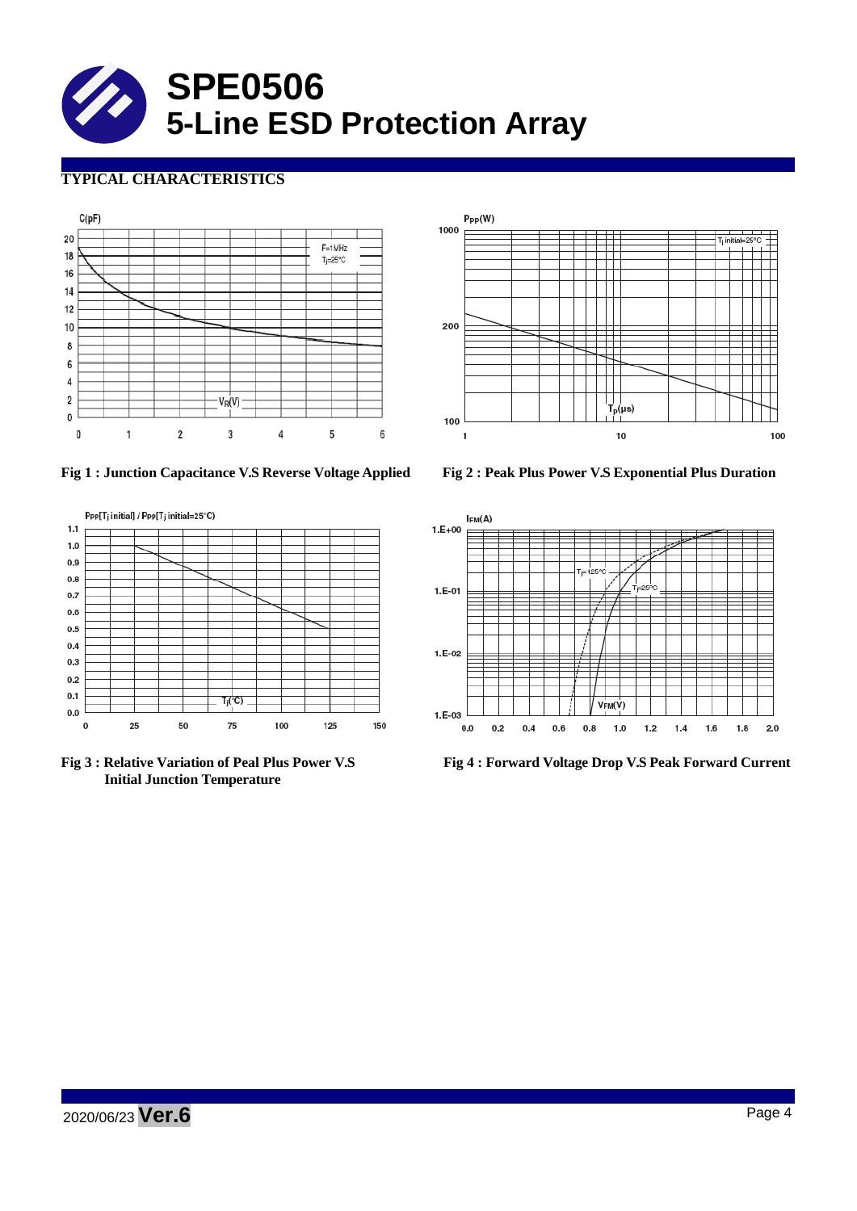# SPE0506
# 5-Line ESD Protection Array

## TYPICAL CHARACTERISTICS

C(pF)
20
18
16
14
12
10
8
6
4
2
0
0 1 2 3 4 5 6
F=1MHz
Tj=25°C
$V_R$(V)

**Fig 1 : Junction Capacitance V.S Reverse Voltage Applied**

$P_{PP}$(W)
1000
200
100
1 10 100
$T_j$ initial=25°C
$T_p$(μs)

**Fig 2 : Peak Plus Power V.S Exponential Plus Duration**

$P_{PP}[T_j \text{ initial}] / P_{PP}[T_j \text{ initial=25°C}]$
1.1
1.0
0.9
0.8
0.7
0.6
0.5
0.4
0.3
0.2
0.1
0.0
0 25 50 75 100 125 150
$T_j$(°C)

**Fig 3 : Relative Variation of Peal Plus Power V.S Initial Junction Temperature**

$I_{FM}$(A)
1.E+00
1.E-01
1.E-02
1.E-03
0.0 0.2 0.4 0.6 0.8 1.0 1.2 1.4 1.6 1.8 2.0
$T_j$=125°C
$T_j$=25°C
$V_{FM}$(V)

**Fig 4 : Forward Voltage Drop V.S Peak Forward Current**

2020/06/23 **Ver.6**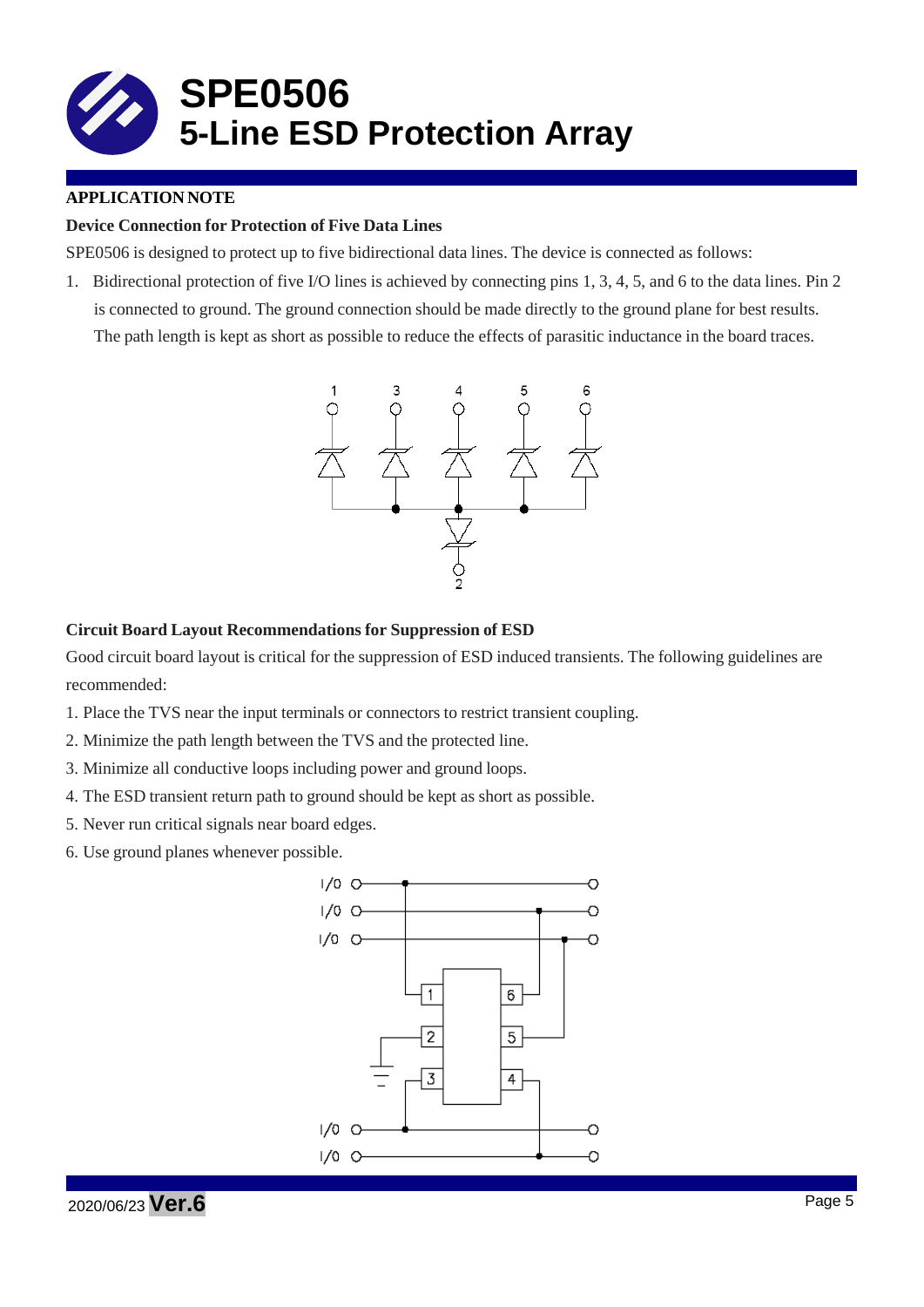# SPE0506
# 5-Line ESD Protection Array

**APPLICATION NOTE**

**Device Connection for Protection of Five Data Lines**

SPE0506 is designed to protect up to five bidirectional data lines. The device is connected as follows:

1. Bidirectional protection of five I/O lines is achieved by connecting pins 1, 3, 4, 5, and 6 to the data lines. Pin 2 is connected to ground. The ground connection should be made directly to the ground plane for best results. The path length is kept as short as possible to reduce the effects of parasitic inductance in the board traces.

**Circuit Board Layout Recommendations for Suppression of ESD**

Good circuit board layout is critical for the suppression of ESD induced transients. The following guidelines are recommended:

1. Place the TVS near the input terminals or connectors to restrict transient coupling.
2. Minimize the path length between the TVS and the protected line.
3. Minimize all conductive loops including power and ground loops.
4. The ESD transient return path to ground should be kept as short as possible.
5. Never run critical signals near board edges.
6. Use ground planes whenever possible.

2020/06/23 **Ver.6**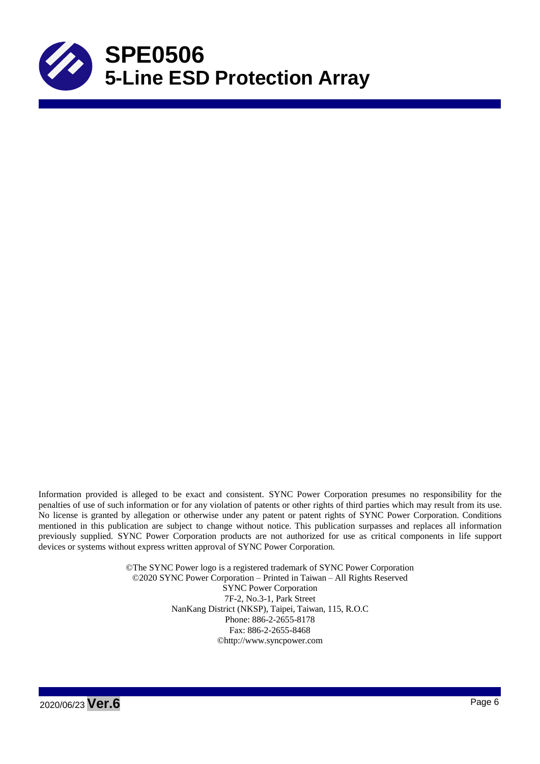Information provided is alleged to be exact and consistent. SYNC Power Corporation presumes no responsibility for the penalties of use of such information or for any violation of patents or other rights of third parties which may result from its use. No license is granted by allegation or otherwise under any patent or patent rights of SYNC Power Corporation. Conditions mentioned in this publication are subject to change without notice. This publication surpasses and replaces all information previously supplied. SYNC Power Corporation products are not authorized for use as critical components in life support devices or systems without express written approval of SYNC Power Corporation.

©The SYNC Power logo is a registered trademark of SYNC Power Corporation
©2020 SYNC Power Corporation – Printed in Taiwan – All Rights Reserved
SYNC Power Corporation
7F-2, No.3-1, Park Street
NanKang District (NKSP), Taipei, Taiwan, 115, R.O.C
Phone: 886-2-2655-8178
Fax: 886-2-2655-8468
©http://www.syncpower.com